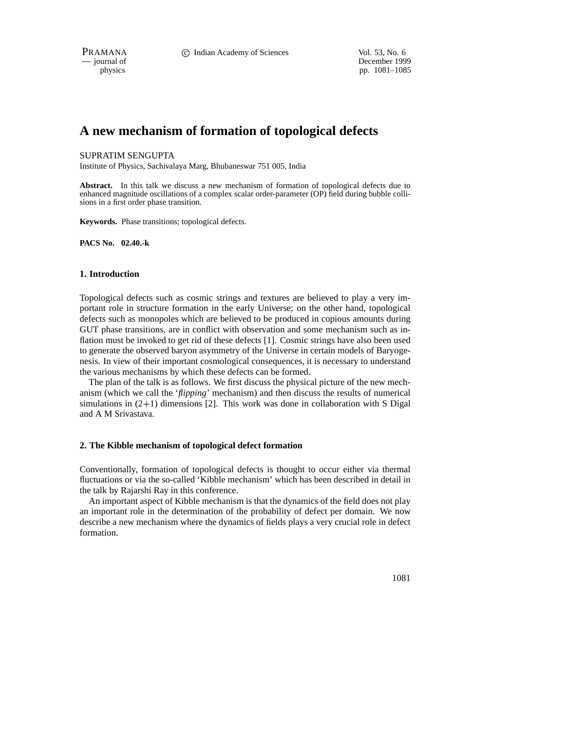# A new mechanism of formation of topological defects

SUPRATIM SENGUPTA

Institute of Physics, Sachivalaya Marg, Bhubaneswar 751 005, India

**Abstract.** In this talk we discuss a new mechanism of formation of topological defects due to enhanced magnitude oscillations of a complex scalar order-parameter (OP) field during bubble collisions in a first order phase transition.

**Keywords.** Phase transitions; topological defects.

**PACS No. 02.40.-k**

## 1. Introduction

Topological defects such as cosmic strings and textures are believed to play a very important role in structure formation in the early Universe; on the other hand, topological defects such as monopoles which are believed to be produced in copious amounts during GUT phase transitions, are in conflict with observation and some mechanism such as inflation must be invoked to get rid of these defects [1]. Cosmic strings have also been used to generate the observed baryon asymmetry of the Universe in certain models of Baryogenesis. In view of their important cosmological consequences, it is necessary to understand the various mechanisms by which these defects can be formed.

The plan of the talk is as follows. We first discuss the physical picture of the new mechanism (which we call the '*flipping*' mechanism) and then discuss the results of numerical simulations in $(2+1)$ dimensions [2]. This work was done in collaboration with S Digal and A M Srivastava.

## 2. The Kibble mechanism of topological defect formation

Conventionally, formation of topological defects is thought to occur either via thermal fluctuations or via the so-called 'Kibble mechanism' which has been described in detail in the talk by Rajarshi Ray in this conference.

An important aspect of Kibble mechanism is that the dynamics of the field does not play an important role in the determination of the probability of defect per domain. We now describe a new mechanism where the dynamics of fields plays a very crucial role in defect formation.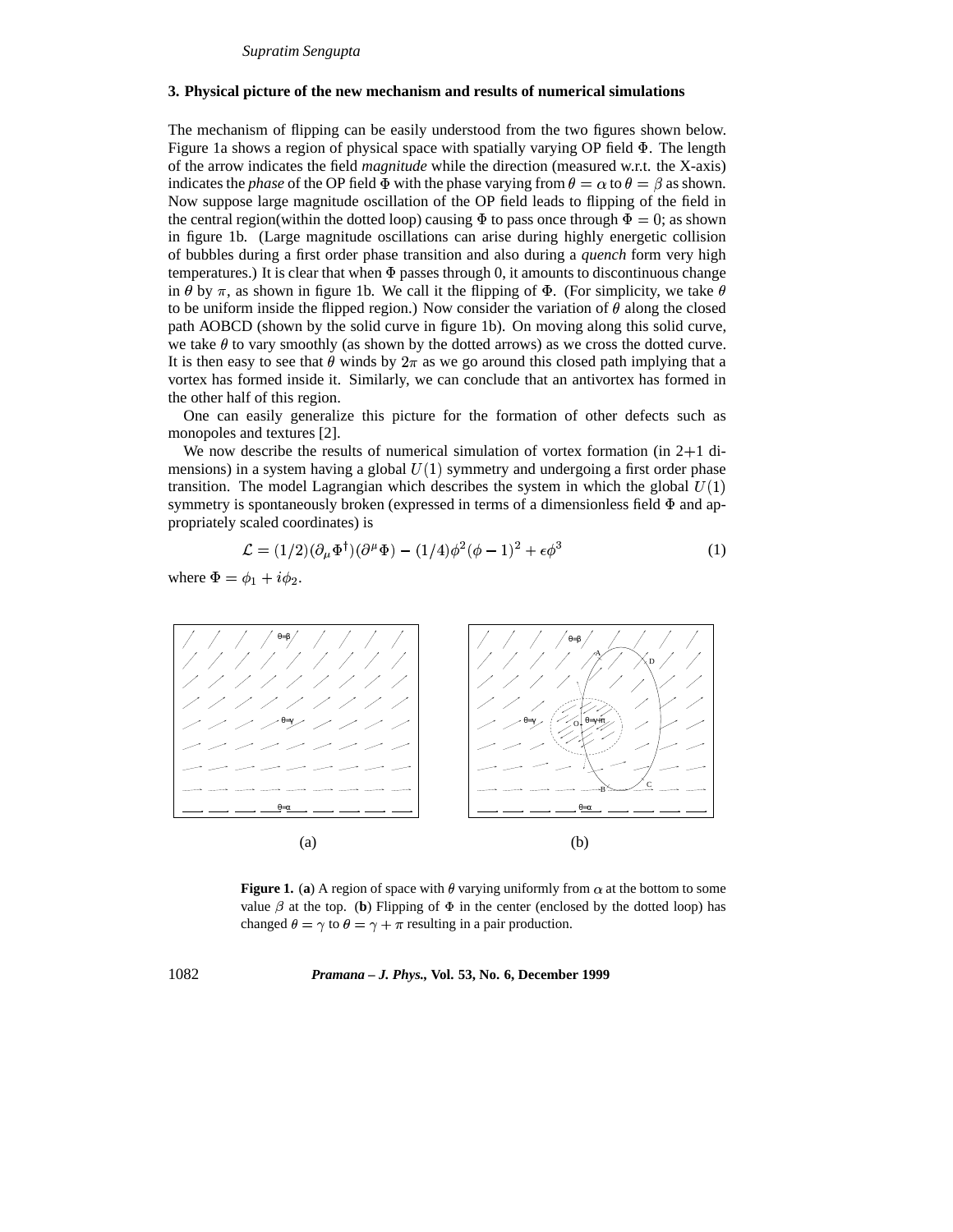### 3. Physical picture of the new mechanism and results of numerical simulations

The mechanism of flipping can be easily understood from the two figures shown below. Figure 1a shows a region of physical space with spatially varying OP field $\Phi$. The length of the arrow indicates the field *magnitude* while the direction (measured w.r.t. the X-axis) indicates the *phase* of the OP field $\Phi$ with the phase varying from $\theta = \alpha$ to $\theta = \beta$ as shown. Now suppose large magnitude oscillation of the OP field leads to flipping of the field in the central region(within the dotted loop) causing $\Phi$ to pass once through $\Phi = 0$; as shown in figure 1b. (Large magnitude oscillations can arise during highly energetic collision of bubbles during a first order phase transition and also during a *quench* form very high temperatures.) It is clear that when $\Phi$ passes through 0, it amounts to discontinuous change in $\theta$ by $\pi$, as shown in figure 1b. We call it the flipping of $\Phi$. (For simplicity, we take $\theta$ to be uniform inside the flipped region.) Now consider the variation of $\theta$ along the closed path AOBCD (shown by the solid curve in figure 1b). On moving along this solid curve, we take $\theta$ to vary smoothly (as shown by the dotted arrows) as we cross the dotted curve. It is then easy to see that $\theta$ winds by $2\pi$ as we go around this closed path implying that a vortex has formed inside it. Similarly, we can conclude that an antivortex has formed in the other half of this region.

One can easily generalize this picture for the formation of other defects such as monopoles and textures [2].

We now describe the results of numerical simulation of vortex formation (in 2+1 dimensions) in a system having a global $U(1)$ symmetry and undergoing a first order phase transition. The model Lagrangian which describes the system in which the global $U(1)$ symmetry is spontaneously broken (expressed in terms of a dimensionless field $\Phi$ and appropriately scaled coordinates) is

$$\mathcal{L} = (1/2)(\partial_\mu \Phi^\dagger)(\partial^\mu \Phi) - (1/4)\phi^2(\phi - 1)^2 + \epsilon\phi^3 \tag{1}$$

where $\Phi = \phi_1 + i\phi_2$.

(a) (b)

**Figure 1.** (**a**) A region of space with $\theta$ varying uniformly from $\alpha$ at the bottom to some value $\beta$ at the top. (**b**) Flipping of $\Phi$ in the center (enclosed by the dotted loop) has changed $\theta = \gamma$ to $\theta = \gamma + \pi$ resulting in a pair production.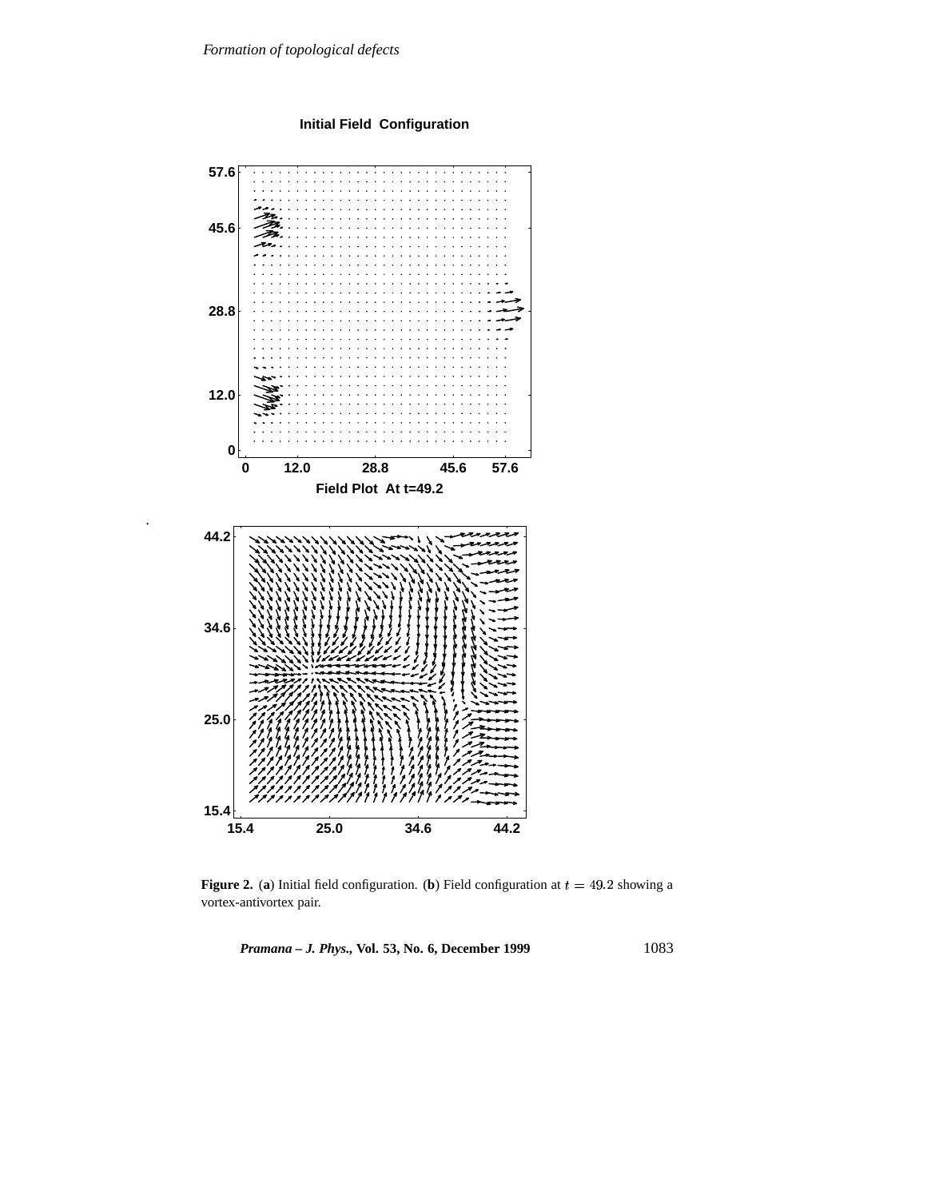**Figure 2.** (**a**) Initial field configuration. (**b**) Field configuration at $t = 49.2$ showing a vortex-antivortex pair.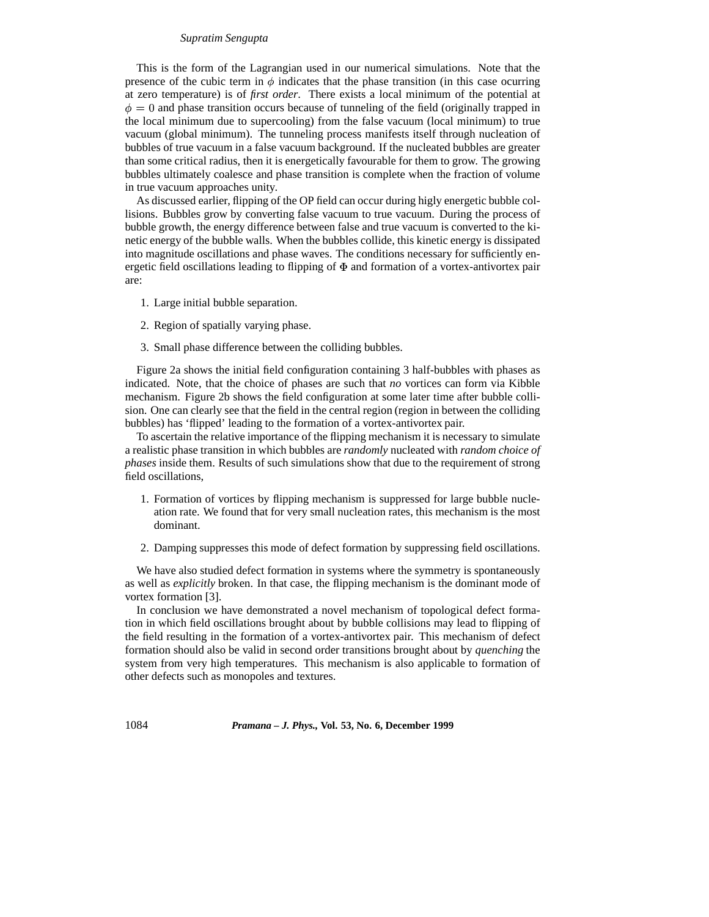This is the form of the Lagrangian used in our numerical simulations. Note that the presence of the cubic term in $\phi$ indicates that the phase transition (in this case ocurring at zero temperature) is of *first order*. There exists a local minimum of the potential at $\phi = 0$ and phase transition occurs because of tunneling of the field (originally trapped in the local minimum due to supercooling) from the false vacuum (local minimum) to true vacuum (global minimum). The tunneling process manifests itself through nucleation of bubbles of true vacuum in a false vacuum background. If the nucleated bubbles are greater than some critical radius, then it is energetically favourable for them to grow. The growing bubbles ultimately coalesce and phase transition is complete when the fraction of volume in true vacuum approaches unity.

As discussed earlier, flipping of the OP field can occur during higly energetic bubble collisions. Bubbles grow by converting false vacuum to true vacuum. During the process of bubble growth, the energy difference between false and true vacuum is converted to the kinetic energy of the bubble walls. When the bubbles collide, this kinetic energy is dissipated into magnitude oscillations and phase waves. The conditions necessary for sufficiently energetic field oscillations leading to flipping of $\Phi$ and formation of a vortex-antivortex pair are:

1. Large initial bubble separation.
2. Region of spatially varying phase.
3. Small phase difference between the colliding bubbles.

Figure 2a shows the initial field configuration containing 3 half-bubbles with phases as indicated. Note, that the choice of phases are such that *no* vortices can form via Kibble mechanism. Figure 2b shows the field configuration at some later time after bubble collision. One can clearly see that the field in the central region (region in between the colliding bubbles) has 'flipped' leading to the formation of a vortex-antivortex pair.

To ascertain the relative importance of the flipping mechanism it is necessary to simulate a realistic phase transition in which bubbles are *randomly* nucleated with *random choice of phases* inside them. Results of such simulations show that due to the requirement of strong field oscillations,

1. Formation of vortices by flipping mechanism is suppressed for large bubble nucleation rate. We found that for very small nucleation rates, this mechanism is the most dominant.
2. Damping suppresses this mode of defect formation by suppressing field oscillations.

We have also studied defect formation in systems where the symmetry is spontaneously as well as *explicitly* broken. In that case, the flipping mechanism is the dominant mode of vortex formation [3].

In conclusion we have demonstrated a novel mechanism of topological defect formation in which field oscillations brought about by bubble collisions may lead to flipping of the field resulting in the formation of a vortex-antivortex pair. This mechanism of defect formation should also be valid in second order transitions brought about by *quenching* the system from very high temperatures. This mechanism is also applicable to formation of other defects such as monopoles and textures.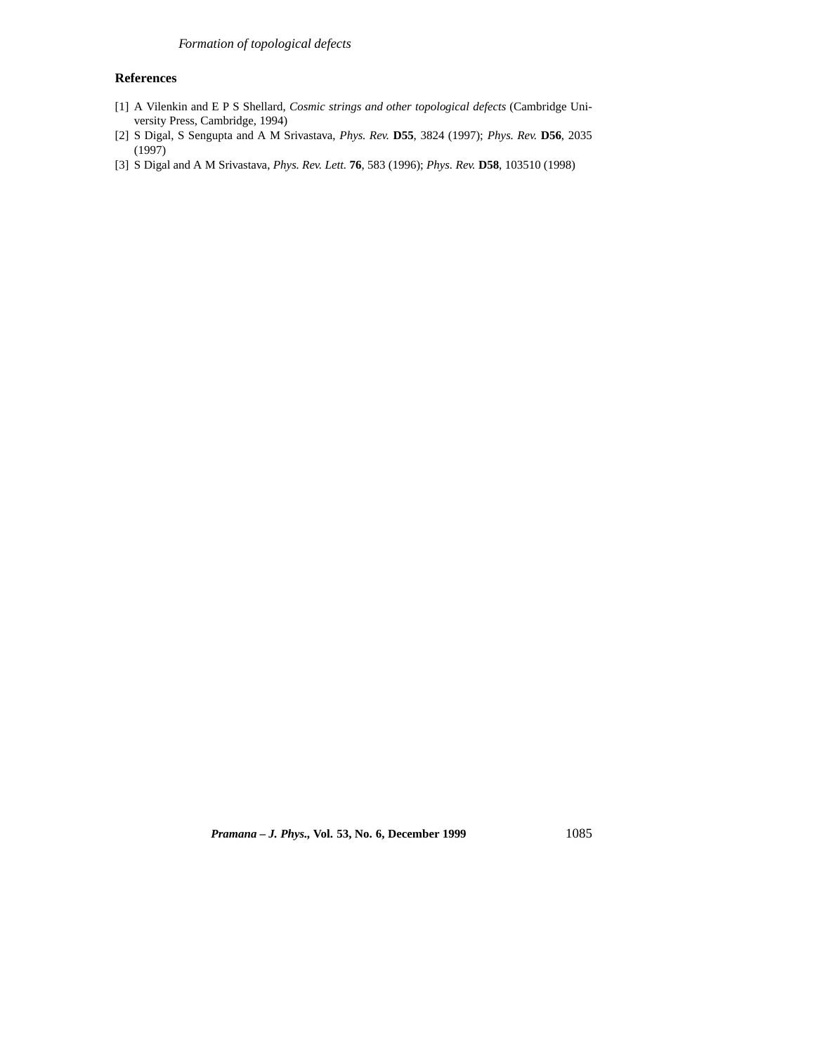## References

[1] A Vilenkin and E P S Shellard, *Cosmic strings and other topological defects* (Cambridge University Press, Cambridge, 1994)

[2] S Digal, S Sengupta and A M Srivastava, *Phys. Rev.* **D55**, 3824 (1997); *Phys. Rev.* **D56**, 2035 (1997)

[3] S Digal and A M Srivastava, *Phys. Rev. Lett.* **76**, 583 (1996); *Phys. Rev.* **D58**, 103510 (1998)